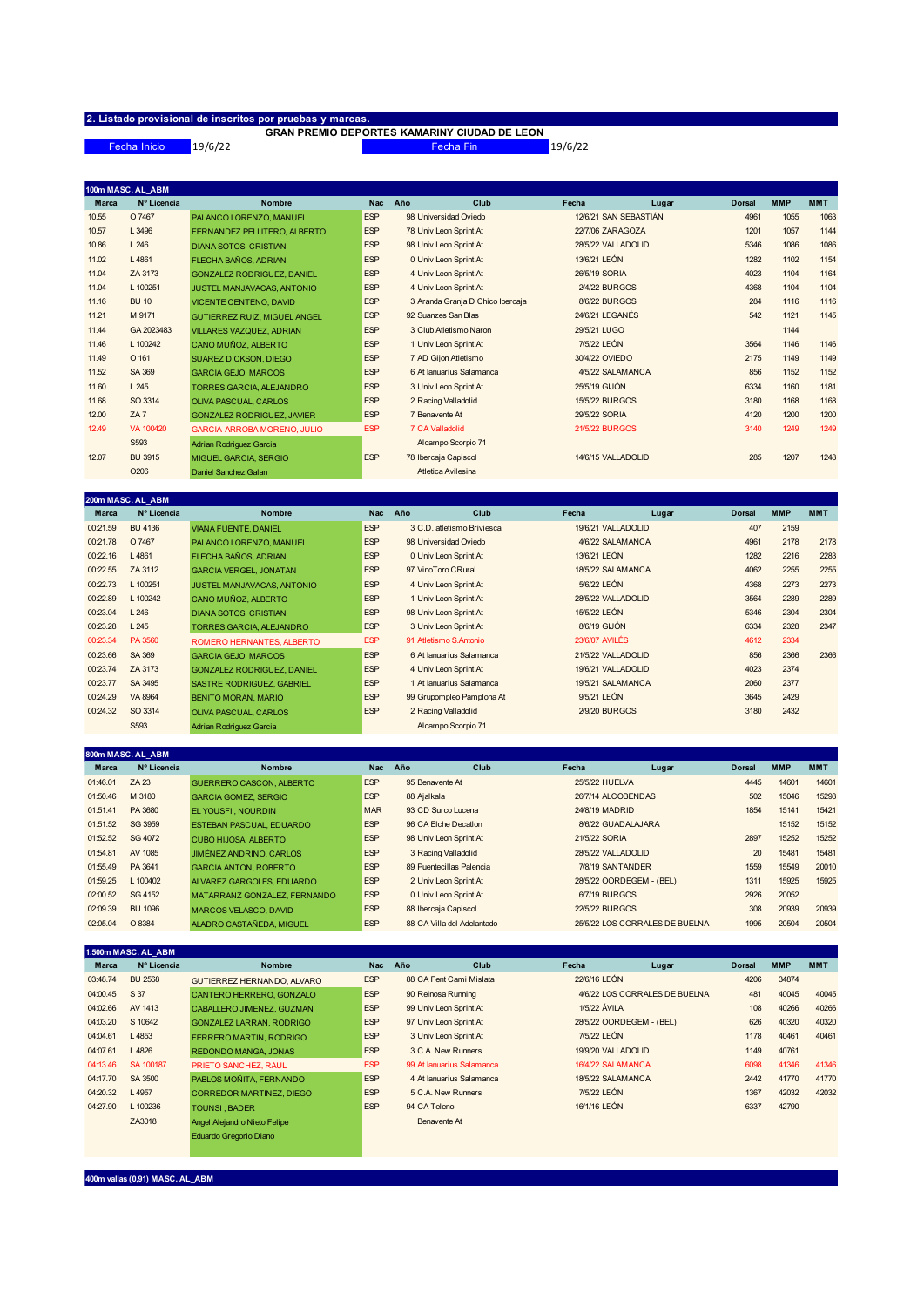## 2. Listado provisional de inscritos por pruebas y marcas.

**GRAN PREMIO DEPORTES KAMARINY CIUDAD DE LEON**

| Fecha Inicio | 19/6/22 | Fecha Fin | 19/6/22 |
|---|---|---|---|

### 100m MASC. AL_ABM

| Marca | Nº Licencia | Nombre | Nac | Año | Club | Fecha | Lugar | Dorsal | MMP | MMT |
|---|---|---|---|---|---|---|---|---|---|---|
| 10.55 | O 7467 | PALANCO LORENZO, MANUEL | ESP | 98 | Universidad Oviedo | 12/6/21 | SAN SEBASTIÁN | 4961 | 1055 | 1063 |
| 10.57 | L 3496 | FERNANDEZ PELLITERO, ALBERTO | ESP | 78 | Univ Leon Sprint At | 22/7/06 | ZARAGOZA | 1201 | 1057 | 1144 |
| 10.86 | L 246 | DIANA SOTOS, CRISTIAN | ESP | 98 | Univ Leon Sprint At | 28/5/22 | VALLADOLID | 5346 | 1086 | 1086 |
| 11.02 | L 4861 | FLECHA BAÑOS, ADRIAN | ESP | 0 | Univ Leon Sprint At | 13/6/21 | LEÓN | 1282 | 1102 | 1154 |
| 11.04 | ZA 3173 | GONZALEZ RODRIGUEZ, DANIEL | ESP | 4 | Univ Leon Sprint At | 26/5/19 | SORIA | 4023 | 1104 | 1164 |
| 11.04 | L 100251 | JUSTEL MANJAVACAS, ANTONIO | ESP | 4 | Univ Leon Sprint At | 2/4/22 | BURGOS | 4368 | 1104 | 1104 |
| 11.16 | BU 10 | VICENTE CENTENO, DAVID | ESP | 3 | Aranda Granja D Chico Ibercaja | 8/6/22 | BURGOS | 284 | 1116 | 1116 |
| 11.21 | M 9171 | GUTIERREZ RUIZ, MIGUEL ANGEL | ESP | 92 | Suanzes San Blas | 24/6/21 | LEGANÉS | 542 | 1121 | 1145 |
| 11.44 | GA 2023483 | VILLARES VAZQUEZ, ADRIAN | ESP | 3 | Club Atletismo Naron | 29/5/21 | LUGO | | 1144 | |
| 11.46 | L 100242 | CANO MUÑOZ, ALBERTO | ESP | 1 | Univ Leon Sprint At | 7/5/22 | LEÓN | 3564 | 1146 | 1146 |
| 11.49 | O 161 | SUAREZ DICKSON, DIEGO | ESP | 7 | AD Gijon Atletismo | 30/4/22 | OVIEDO | 2175 | 1149 | 1149 |
| 11.52 | SA 369 | GARCIA GEJO, MARCOS | ESP | 6 | At Ianuarius Salamanca | 4/5/22 | SALAMANCA | 856 | 1152 | 1152 |
| 11.60 | L 245 | TORRES GARCIA, ALEJANDRO | ESP | 3 | Univ Leon Sprint At | 25/5/19 | GIJÓN | 6334 | 1160 | 1181 |
| 11.68 | SO 3314 | OLIVA PASCUAL, CARLOS | ESP | 2 | Racing Valladolid | 15/5/22 | BURGOS | 3180 | 1168 | 1168 |
| 12.00 | ZA 7 | GONZALEZ RODRIGUEZ, JAVIER | ESP | 7 | Benavente At | 29/5/22 | SORIA | 4120 | 1200 | 1200 |
| 12.49 | VA 100420 | GARCIA-ARROBA MORENO, JULIO | ESP | 7 | CA Valladolid | 21/5/22 | BURGOS | 3140 | 1249 | 1249 |
| | S593 | Adrian Rodriguez Garcia | | | Alcampo Scorpio 71 | | | | | |
| 12.07 | BU 3915 | MIGUEL GARCIA, SERGIO | ESP | 78 | Ibercaja Capiscol | 14/6/15 | VALLADOLID | 285 | 1207 | 1248 |
| | O206 | Daniel Sanchez Galan | | | Atletica Avilesina | | | | | |

### 200m MASC. AL_ABM

| Marca | Nº Licencia | Nombre | Nac | Año | Club | Fecha | Lugar | Dorsal | MMP | MMT |
|---|---|---|---|---|---|---|---|---|---|---|
| 00:21.59 | BU 4136 | VIANA FUENTE, DANIEL | ESP | 3 | C.D. atletismo Briviesca | 19/6/21 | VALLADOLID | 407 | 2159 | |
| 00:21.78 | O 7467 | PALANCO LORENZO, MANUEL | ESP | 98 | Universidad Oviedo | 4/6/22 | SALAMANCA | 4961 | 2178 | 2178 |
| 00:22.16 | L 4861 | FLECHA BAÑOS, ADRIAN | ESP | 0 | Univ Leon Sprint At | 13/6/21 | LEÓN | 1282 | 2216 | 2283 |
| 00:22.55 | ZA 3112 | GARCIA VERGEL, JONATHAN | ESP | 97 | VinoToro CRural | 18/5/22 | SALAMANCA | 4062 | 2255 | 2255 |
| 00:22.73 | L 100251 | JUSTEL MANJAVACAS, ANTONIO | ESP | 4 | Univ Leon Sprint At | 5/6/22 | LEÓN | 4368 | 2273 | 2273 |
| 00:22.89 | L 100242 | CANO MUÑOZ, ALBERTO | ESP | 1 | Univ Leon Sprint At | 28/5/22 | VALLADOLID | 3564 | 2289 | 2289 |
| 00:23.04 | L 246 | DIANA SOTOS, CRISTIAN | ESP | 98 | Univ Leon Sprint At | 15/5/22 | LEÓN | 5346 | 2304 | 2304 |
| 00:23.28 | L 245 | TORRES GARCIA, ALEJANDRO | ESP | 3 | Univ Leon Sprint At | 8/6/19 | GIJÓN | 6334 | 2328 | 2347 |
| 00:23.34 | PA 3560 | ROMERO HERNANTES, ALBERTO | ESP | 91 | Atletismo S.Antonio | 23/6/07 | AVILÉS | 4612 | 2334 | |
| 00:23.66 | SA 369 | GARCIA GEJO, MARCOS | ESP | 6 | At Ianuarius Salamanca | 21/5/22 | VALLADOLID | 856 | 2366 | 2366 |
| 00:23.74 | ZA 3173 | GONZALEZ RODRIGUEZ, DANIEL | ESP | 4 | Univ Leon Sprint At | 19/6/21 | VALLADOLID | 4023 | 2374 | |
| 00:23.77 | SA 3495 | SASTRE RODRIGUEZ, GABRIEL | ESP | 1 | At Ianuarius Salamanca | 19/5/21 | SALAMANCA | 2060 | 2377 | |
| 00:24.29 | VA 8964 | BENITO MORAN, MARIO | ESP | 99 | Grupompleo Pamplona At | 9/5/21 | LEÓN | 3645 | 2429 | |
| 00:24.32 | SO 3314 | OLIVA PASCUAL, CARLOS | ESP | 2 | Racing Valladolid | 2/9/20 | BURGOS | 3180 | 2432 | |
| | S593 | Adrian Rodriguez Garcia | | | Alcampo Scorpio 71 | | | | | |

### 800m MASC. AL_ABM

| Marca | Nº Licencia | Nombre | Nac | Año | Club | Fecha | Lugar | Dorsal | MMP | MMT |
|---|---|---|---|---|---|---|---|---|---|---|
| 01:46.01 | ZA 23 | GUERRERO CASCON, ALBERTO | ESP | 95 | Benavente At | 25/5/22 | HUELVA | 4445 | 14601 | 14601 |
| 01:50.46 | M 3180 | GARCIA GOMEZ, SERGIO | ESP | 88 | Ajalkala | 26/7/14 | ALCOBENDAS | 502 | 15046 | 15298 |
| 01:51.41 | PA 3680 | EL YOUSFI, NOURDIN | MAR | 93 | CD Surco Lucena | 24/8/19 | MADRID | 1854 | 15141 | 15421 |
| 01:51.52 | SG 3959 | ESTEBAN PASCUAL, EDUARDO | ESP | 96 | CA Elche Decatlon | 8/6/22 | GUADALAJARA | | 15152 | 15152 |
| 01:52.52 | SG 4072 | CUBO HIJOSA, ALBERTO | ESP | 98 | Univ Leon Sprint At | 21/5/22 | SORIA | 2897 | 15252 | 15252 |
| 01:54.81 | AV 1085 | JIMÉNEZ ANDRINO, CARLOS | ESP | 3 | Racing Valladolid | 28/5/22 | VALLADOLID | 20 | 15481 | 15481 |
| 01:55.49 | PA 3641 | GARCIA ANTON, ROBERTO | ESP | 89 | Puentecillas Palencia | 7/8/19 | SANTANDER | 1559 | 15549 | 20010 |
| 01:59.25 | L 100402 | ALVAREZ GARGOLES, EDUARDO | ESP | 2 | Univ Leon Sprint At | 28/5/22 | OORDEGEM - (BEL) | 1311 | 15925 | 15925 |
| 02:00.52 | SG 4152 | MATARRANZ GONZALEZ, FERNANDO | ESP | 0 | Univ Leon Sprint At | 6/7/19 | BURGOS | 2926 | 20052 | |
| 02:09.39 | BU 1096 | MARCOS VELASCO, DAVID | ESP | 88 | Ibercaja Capiscol | 22/5/22 | BURGOS | 308 | 20939 | 20939 |
| 02:05.04 | O 8384 | ALADRO CASTAÑEDA, MIGUEL | ESP | 88 | CA Villa del Adelantado | 25/5/22 | LOS CORRALES DE BUELNA | 1995 | 20504 | 20504 |

### 1.500m MASC. AL_ABM

| Marca | Nº Licencia | Nombre | Nac | Año | Club | Fecha | Lugar | Dorsal | MMP | MMT |
|---|---|---|---|---|---|---|---|---|---|---|
| 03:48.74 | BU 2568 | GUTIERREZ HERNANDO, ALVARO | ESP | 88 | CA Fent Cami Mislata | 22/6/16 | LEÓN | 4206 | 34874 | |
| 04:00.45 | S 37 | CANTERO HERRERO, GONZALO | ESP | 90 | Reinosa Running | 4/6/22 | LOS CORRALES DE BUELNA | 481 | 40045 | 40045 |
| 04:02.66 | AV 1413 | CABALLERO JIMENEZ, GUZMAN | ESP | 99 | Univ Leon Sprint At | 1/5/22 | ÁVILA | 108 | 40266 | 40266 |
| 04:03.20 | S 10642 | GONZALEZ LARRAN, RODRIGO | ESP | 97 | Univ Leon Sprint At | 28/5/22 | OORDEGEM - (BEL) | 626 | 40320 | 40320 |
| 04:04.61 | L 4853 | FERRERO MARTIN, RODRIGO | ESP | 3 | Univ Leon Sprint At | 7/5/22 | LEÓN | 1178 | 40461 | 40461 |
| 04:07.61 | L 4826 | REDONDO MANGA, JONAS | ESP | 3 | C.A. New Runners | 19/9/20 | VALLADOLID | 1149 | 40761 | |
| 04:13.46 | SA 100187 | PRIETO SANCHEZ, RAUL | ESP | 99 | At Ianuarius Salamanca | 16/4/22 | SALAMANCA | 6098 | 41346 | 41346 |
| 04:17.70 | SA 3500 | PABLOS MOÑITA, FERNANDO | ESP | 4 | At Ianuarius Salamanca | 18/5/22 | SALAMANCA | 2442 | 41770 | 41770 |
| 04:20.32 | L 4957 | CORREDOR MARTINEZ, DIEGO | ESP | 5 | C.A. New Runners | 7/5/22 | LEÓN | 1367 | 42032 | 42032 |
| 04:27.90 | L 100236 | TOUNSI , BADER | ESP | 94 | CA Teleno | 16/1/16 | LEÓN | 6337 | 42790 | |
| | ZA3018 | Angel Alejandro Nieto Felipe | | | Benavente At | | | | | |
| | | Eduardo Gregorio Diano | | | | | | | | |

### 400m vallas (0,91) MASC. AL_ABM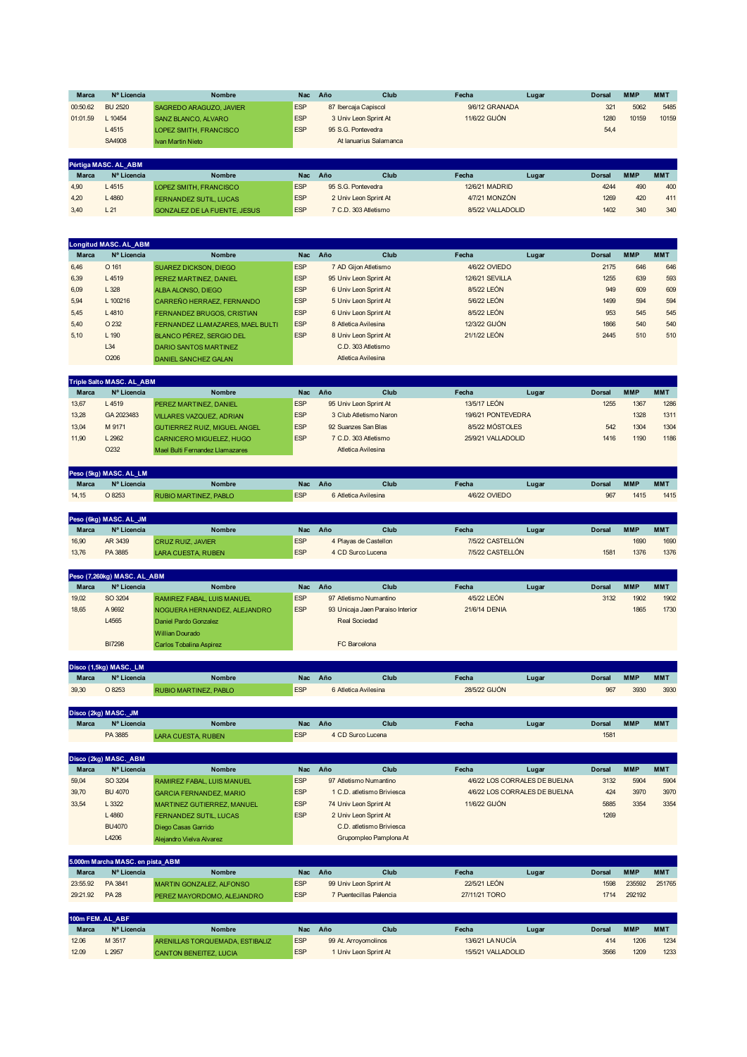| Marca | Nº Licencia | Nombre | Nac | Año | Club | Fecha | Lugar | Dorsal | MMP | MMT |
|---|---|---|---|---|---|---|---|---|---|---|
| 00:50.62 | BU 2520 | SAGREDO ARAGUZO, JAVIER | ESP | 87 | Ibercaja Capiscol | 9/6/12 | GRANADA | 321 | 5062 | 5485 |
| 01:01.59 | L 10454 | SANZ BLANCO, ALVARO | ESP | 3 | Univ Leon Sprint At | 11/6/22 | GIJÓN | 1280 | 10159 | 10159 |
| | L 4515 | LOPEZ SMITH, FRANCISCO | ESP | 95 | S.G. Pontevedra | | | 54,4 | | |
| | SA4908 | Ivan Martin Nieto | | | At Ianuarius Salamanca | | | | | |

## Pértiga MASC. AL_ABM

| Marca | Nº Licencia | Nombre | Nac | Año | Club | Fecha | Lugar | Dorsal | MMP | MMT |
|---|---|---|---|---|---|---|---|---|---|---|
| 4,90 | L 4515 | LOPEZ SMITH, FRANCISCO | ESP | 95 | S.G. Pontevedra | 12/6/21 | MADRID | 4244 | 490 | 400 |
| 4,20 | L 4860 | FERNANDEZ SUTIL, LUCAS | ESP | 2 | Univ Leon Sprint At | 4/7/21 | MONZÓN | 1269 | 420 | 411 |
| 3,40 | L 21 | GONZALEZ DE LA FUENTE, JESUS | ESP | 7 | C.D. 303 Atletismo | 8/5/22 | VALLADOLID | 1402 | 340 | 340 |

## Longitud MASC. AL_ABM

| Marca | Nº Licencia | Nombre | Nac | Año | Club | Fecha | Lugar | Dorsal | MMP | MMT |
|---|---|---|---|---|---|---|---|---|---|---|
| 6,46 | O 161 | SUAREZ DICKSON, DIEGO | ESP | 7 | AD Gijon Atletismo | 4/6/22 | OVIEDO | 2175 | 646 | 646 |
| 6,39 | L 4519 | PEREZ MARTINEZ, DANIEL | ESP | 95 | Univ Leon Sprint At | 12/6/21 | SEVILLA | 1255 | 639 | 593 |
| 6,09 | L 328 | ALBA ALONSO, DIEGO | ESP | 6 | Univ Leon Sprint At | 8/5/22 | LEÓN | 949 | 609 | 609 |
| 5,94 | L 100216 | CARREÑO HERRAEZ, FERNANDO | ESP | 5 | Univ Leon Sprint At | 5/6/22 | LEÓN | 1499 | 594 | 594 |
| 5,45 | L 4810 | FERNANDEZ BRUGOS, CRISTIAN | ESP | 6 | Univ Leon Sprint At | 8/5/22 | LEÓN | 953 | 545 | 545 |
| 5,40 | O 232 | FERNANDEZ LLAMAZARES, MAEL BULTI | ESP | 8 | Atletica Avilesina | 12/3/22 | GIJÓN | 1866 | 540 | 540 |
| 5,10 | L 190 | BLANCO PÉREZ, SERGIO DEL | ESP | 8 | Univ Leon Sprint At | 21/1/22 | LEÓN | 2445 | 510 | 510 |
| | L34 | DARIO SANTOS MARTINEZ | | | C.D. 303 Atletismo | | | | | |
| | O206 | DANIEL SANCHEZ GALAN | | | Atletica Avilesina | | | | | |

## Triple Salto MASC. AL_ABM

| Marca | Nº Licencia | Nombre | Nac | Año | Club | Fecha | Lugar | Dorsal | MMP | MMT |
|---|---|---|---|---|---|---|---|---|---|---|
| 13,67 | L 4519 | PEREZ MARTINEZ, DANIEL | ESP | 95 | Univ Leon Sprint At | 13/5/17 | LEÓN | 1255 | 1367 | 1286 |
| 13,28 | GA 2023483 | VILLARES VAZQUEZ, ADRIAN | ESP | 3 | Club Atletismo Naron | 19/6/21 | PONTEVEDRA | | 1328 | 1311 |
| 13,04 | M 9171 | GUTIERREZ RUIZ, MIGUEL ANGEL | ESP | 92 | Suanzes San Blas | 8/5/22 | MÓSTOLES | 542 | 1304 | 1304 |
| 11,90 | L 2962 | CARNICERO MIGUELEZ, HUGO | ESP | 7 | C.D. 303 Atletismo | 25/9/21 | VALLADOLID | 1416 | 1190 | 1186 |
| | O232 | Mael Bulti Fernandez Llamazares | | | Atletica Avilesina | | | | | |

## Peso (5kg) MASC. AL_LM

| Marca | Nº Licencia | Nombre | Nac | Año | Club | Fecha | Lugar | Dorsal | MMP | MMT |
|---|---|---|---|---|---|---|---|---|---|---|
| 14,15 | O 8253 | RUBIO MARTINEZ, PABLO | ESP | 6 | Atletica Avilesina | 4/6/22 | OVIEDO | 967 | 1415 | 1415 |

## Peso (6kg) MASC. AL_JM

| Marca | Nº Licencia | Nombre | Nac | Año | Club | Fecha | Lugar | Dorsal | MMP | MMT |
|---|---|---|---|---|---|---|---|---|---|---|
| 16,90 | AR 3439 | CRUZ RUIZ, JAVIER | ESP | 4 | Playas de Castellon | 7/5/22 | CASTELLÓN | | 1690 | 1690 |
| 13,76 | PA 3885 | LARA CUESTA, RUBEN | ESP | 4 | CD Surco Lucena | 7/5/22 | CASTELLÓN | 1581 | 1376 | 1376 |

## Peso (7,260kg) MASC. AL_ABM

| Marca | Nº Licencia | Nombre | Nac | Año | Club | Fecha | Lugar | Dorsal | MMP | MMT |
|---|---|---|---|---|---|---|---|---|---|---|
| 19,02 | SO 3204 | RAMIREZ FABAL, LUIS MANUEL | ESP | 97 | Atletismo Numantino | 4/5/22 | LEÓN | 3132 | 1902 | 1902 |
| 18,65 | A 9692 | NOGUERA HERNANDEZ, ALEJANDRO | ESP | 93 | Unicaja Jaen Paraiso Interior | 21/6/14 | DENIA | | 1865 | 1730 |
| | L4565 | Daniel Pardo Gonzalez | | | Real Sociedad | | | | | |
| | | Willian Dourado | | | | | | | | |
| | BI7298 | Carlos Tobalina Aspirez | | | FC Barcelona | | | | | |

## Disco (1,5kg) MASC._LM

| Marca | Nº Licencia | Nombre | Nac | Año | Club | Fecha | Lugar | Dorsal | MMP | MMT |
|---|---|---|---|---|---|---|---|---|---|---|
| 39,30 | O 8253 | RUBIO MARTINEZ, PABLO | ESP | 6 | Atletica Avilesina | 28/5/22 | GIJÓN | 967 | 3930 | 3930 |

## Disco (2kg) MASC._JM

| Marca | Nº Licencia | Nombre | Nac | Año | Club | Fecha | Lugar | Dorsal | MMP | MMT |
|---|---|---|---|---|---|---|---|---|---|---|
| | PA 3885 | LARA CUESTA, RUBEN | ESP | 4 | CD Surco Lucena | | | 1581 | | |

## Disco (2kg) MASC._ABM

| Marca | Nº Licencia | Nombre | Nac | Año | Club | Fecha | Lugar | Dorsal | MMP | MMT |
|---|---|---|---|---|---|---|---|---|---|---|
| 59,04 | SO 3204 | RAMIREZ FABAL, LUIS MANUEL | ESP | 97 | Atletismo Numantino | 4/6/22 | LOS CORRALES DE BUELNA | 3132 | 5904 | 5904 |
| 39,70 | BU 4070 | GARCIA FERNANDEZ, MARIO | ESP | 1 | C.D. atletismo Briviesca | 4/6/22 | LOS CORRALES DE BUELNA | 424 | 3970 | 3970 |
| 33,54 | L 3322 | MARTINEZ GUTIERREZ, MANUEL | ESP | 74 | Univ Leon Sprint At | 11/6/22 | GIJÓN | 5885 | 3354 | 3354 |
| | L 4860 | FERNANDEZ SUTIL, LUCAS | ESP | 2 | Univ Leon Sprint At | | | 1269 | | |
| | BU4070 | Diego Casas Garrido | | | C.D. atletismo Briviesca | | | | | |
| | L4206 | Alejandro Vielva Alvarez | | | Grupompleo Pamplona At | | | | | |

## 5.000m Marcha MASC. en pista_ABM

| Marca | Nº Licencia | Nombre | Nac | Año | Club | Fecha | Lugar | Dorsal | MMP | MMT |
|---|---|---|---|---|---|---|---|---|---|---|
| 23:55.92 | PA 3841 | MARTIN GONZALEZ, ALFONSO | ESP | 99 | Univ Leon Sprint At | 22/5/21 | LEÓN | 1598 | 235592 | 251765 |
| 29:21.92 | PA 28 | PEREZ MAYORDOMO, ALEJANDRO | ESP | 7 | Puentecillas Palencia | 27/11/21 | TORO | 1714 | 292192 | |

## 100m FEM. AL_ABF

| Marca | Nº Licencia | Nombre | Nac | Año | Club | Fecha | Lugar | Dorsal | MMP | MMT |
|---|---|---|---|---|---|---|---|---|---|---|
| 12.06 | M 3517 | ARENILLAS TORQUEMADA, ESTIBALIZ | ESP | 99 | At. Arroyomolinos | 13/6/21 | LA NUCÍA | 414 | 1206 | 1234 |
| 12.09 | L 2957 | CANTON BENEITEZ, LUCIA | ESP | 1 | Univ Leon Sprint At | 15/5/21 | VALLADOLID | 3566 | 1209 | 1233 |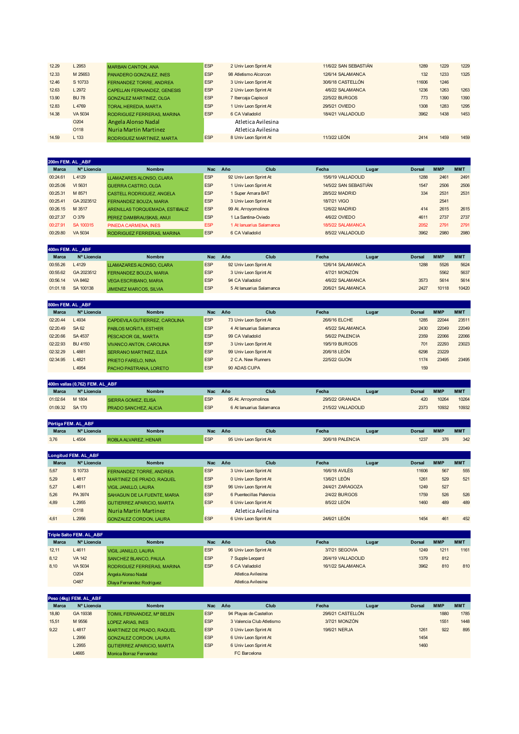| Marca | Nº Licencia | Nombre | Nac | Año | Club | Fecha | Lugar | Dorsal | MMP | MMT |
|---|---|---|---|---|---|---|---|---|---|---|
| 12.29 | L 2953 | MARBAN CANTON, ANA | ESP | 2 | Univ Leon Sprint At | 11/6/22 | SAN SEBASTIÁN | 1289 | 1229 | 1229 |
| 12.33 | M 25653 | PANADERO GONZALEZ, INES | ESP | 98 | Atletismo Alcorcon | 12/6/14 | SALAMANCA | 132 | 1233 | 1325 |
| 12.46 | S 10733 | FERNANDEZ TORRE, ANDREA | ESP | 3 | Univ Leon Sprint At | 30/6/18 | CASTELLÓN | 11606 | 1246 | |
| 12.63 | L 2972 | CAPELLAN FERNANDEZ, GENESIS | ESP | 2 | Univ Leon Sprint At | 4/6/22 | SALAMANCA | 1236 | 1263 | 1263 |
| 13.90 | BU 78 | GONZALEZ MARTINEZ, OLGA | ESP | 7 | Ibercaja Capiscol | 22/5/22 | BURGOS | 773 | 1390 | 1390 |
| 12.83 | L 4769 | TORAL HEREDIA, MARTA | ESP | 1 | Univ Leon Sprint At | 29/5/21 | OVIEDO | 1308 | 1283 | 1295 |
| 14.38 | VA 5034 | RODRIGUEZ FERRERAS, MARINA | ESP | 6 | CA Valladolid | 18/4/21 | VALLADOLID | 3962 | 1438 | 1453 |
| | O204 | Angela Alonso Nadal | | | Atletica Avilesina | | | | | |
| | O118 | Nuria Martin Martinez | | | Atletica Avilesina | | | | | |
| 14.59 | L 133 | RODRIGUEZ MARTINEZ, MARTA | ESP | 8 | Univ Leon Sprint At | 11/3/22 | LEÓN | 2414 | 1459 | 1459 |

**200m FEM. AL _ABF**

| Marca | Nº Licencia | Nombre | Nac | Año | Club | Fecha | Lugar | Dorsal | MMP | MMT |
|---|---|---|---|---|---|---|---|---|---|---|
| 00:24.61 | L 4129 | LLAMAZARES ALONSO, CLARA | ESP | 92 | Univ Leon Sprint At | 15/6/19 | VALLADOLID | 1288 | 2461 | 2491 |
| 00:25.06 | VI 5631 | GUERRA CASTRO, OLGA | ESP | 1 | Univ Leon Sprint At | 14/5/22 | SAN SEBASTIÁN | 1547 | 2506 | 2506 |
| 00:25.31 | M 8571 | CASTELL RODRIGUEZ, ANGELA | ESP | 1 | Super Amara BAT | 28/5/22 | MADRID | 334 | 2531 | 2531 |
| 00:25.41 | GA 2023512 | FERNANDEZ BOUZA, MARIA | ESP | 3 | Univ Leon Sprint At | 18/7/21 | VIGO | | 2541 | |
| 00:26.15 | M 3517 | ARENILLAS TORQUEMADA, ESTIBALIZ | ESP | 99 | At. Arroyomolinos | 12/6/22 | MADRID | 414 | 2615 | 2615 |
| 00:27.37 | O 379 | PEREZ DAMBRAUSKAS, ANUI | ESP | 1 | La Santina-Oviedo | 4/6/22 | OVIEDO | 4611 | 2737 | 2737 |
| 00:27.91 | SA 100315 | PINEDA CARMENA, INES | ESP | 1 | At Ianuarius Salamanca | 18/5/22 | SALAMANCA | 2052 | 2791 | 2791 |
| 00:29.80 | VA 5034 | RODRIGUEZ FERRERAS, MARINA | ESP | 6 | CA Valladolid | 8/5/22 | VALLADOLID | 3962 | 2980 | 2980 |

**400m FEM. AL _ABF**

| Marca | Nº Licencia | Nombre | Nac | Año | Club | Fecha | Lugar | Dorsal | MMP | MMT |
|---|---|---|---|---|---|---|---|---|---|---|
| 00:55.26 | L 4129 | LLAMAZARES ALONSO, CLARA | ESP | 92 | Univ Leon Sprint At | 12/6/14 | SALAMANCA | 1288 | 5526 | 5624 |
| 00:55.62 | GA 2023512 | FERNANDEZ BOUZA, MARIA | ESP | 3 | Univ Leon Sprint At | 4/7/21 | MONZÓN | | 5562 | 5637 |
| 00:56.14 | VA 8462 | VEGA ESCRIBANO, MARIA | ESP | 94 | CA Valladolid | 4/6/22 | SALAMANCA | 3573 | 5614 | 5614 |
| 01:01.18 | SA 100138 | JIMENEZ MARCOS, SILVIA | ESP | 5 | At Ianuarius Salamanca | 20/6/21 | SALAMANCA | 2427 | 10118 | 10420 |

**800m FEM. AL _ABF**

| Marca | Nº Licencia | Nombre | Nac | Año | Club | Fecha | Lugar | Dorsal | MMP | MMT |
|---|---|---|---|---|---|---|---|---|---|---|
| 02:20.44 | L 4934 | CAPDEVILA GUTIERREZ, CAROLINA | ESP | 73 | Univ Leon Sprint At | 26/6/16 | ELCHE | 1285 | 22044 | 23511 |
| 02:20.49 | SA 62 | PABLOS MOÑITA, ESTHER | ESP | 4 | At Ianuarius Salamanca | 4/5/22 | SALAMANCA | 2430 | 22049 | 22049 |
| 02:20.66 | SA 4537 | PESCADOR GIL, MARTA | ESP | 99 | CA Valladolid | 5/6/22 | PALENCIA | 2359 | 22066 | 22066 |
| 02:22.93 | BU 4150 | VIVANCO ANTON, CAROLINA | ESP | 3 | Univ Leon Sprint At | 19/5/19 | BURGOS | 701 | 22293 | 23023 |
| 02:32.29 | L 4881 | SERRANO MARTINEZ, ELEA | ESP | 99 | Univ Leon Sprint At | 20/6/18 | LEÓN | 6298 | 23229 | |
| 02:34.95 | L 4821 | PRIETO FARELO, NINA | ESP | 2 | C.A. New Runners | 22/5/22 | GIJÓN | 1174 | 23495 | 23495 |
| | L 4954 | PACHO PASTRANA, LORETO | ESP | 90 | ADAS CUPA | | | 159 | | |

**400m vallas (0,762) FEM. AL _ABF**

| Marca | Nº Licencia | Nombre | Nac | Año | Club | Fecha | Lugar | Dorsal | MMP | MMT |
|---|---|---|---|---|---|---|---|---|---|---|
| 01:02.64 | M 1804 | SIERRA GOMEZ, ELISA | ESP | 95 | At. Arroyomolinos | 29/5/22 | GRANADA | 420 | 10264 | 10264 |
| 01:09.32 | SA 170 | PRADO SANCHEZ, ALICIA | ESP | 6 | At Ianuarius Salamanca | 21/5/22 | VALLADOLID | 2373 | 10932 | 10932 |

**Pértiga FEM. AL _ABF**

| Marca | Nº Licencia | Nombre | Nac | Año | Club | Fecha | Lugar | Dorsal | MMP | MMT |
|---|---|---|---|---|---|---|---|---|---|---|
| 3,76 | L 4504 | ROBLA ALVAREZ, HENAR | ESP | 95 | Univ Leon Sprint At | 30/6/18 | PALENCIA | 1237 | 376 | 342 |

**Longitud FEM. AL _ABF**

| Marca | Nº Licencia | Nombre | Nac | Año | Club | Fecha | Lugar | Dorsal | MMP | MMT |
|---|---|---|---|---|---|---|---|---|---|---|
| 5,67 | S 10733 | FERNANDEZ TORRE, ANDREA | ESP | 3 | Univ Leon Sprint At | 16/6/18 | AVILÉS | 11606 | 567 | 555 |
| 5,29 | L 4817 | MARTINEZ DE PRADO, RAQUEL | ESP | 0 | Univ Leon Sprint At | 13/6/21 | LEÓN | 1261 | 529 | 521 |
| 5,27 | L 4611 | VIGIL JANILLO, LAURA | ESP | 96 | Univ Leon Sprint At | 24/4/21 | ZARAGOZA | 1249 | 527 | |
| 5,26 | PA 3974 | SAHAGUN DE LA FUENTE, MARIA | ESP | 6 | Puentecillas Palencia | 2/4/22 | BURGOS | 1759 | 526 | 526 |
| 4,89 | L 2955 | GUTIERREZ APARICIO, MARTA | ESP | 6 | Univ Leon Sprint At | 8/5/22 | LEÓN | 1460 | 489 | 489 |
| | O118 | Nuria Martin Martinez | | | Atletica Avilesina | | | | | |
| 4,61 | L 2956 | GONZALEZ CORDON, LAURA | ESP | 6 | Univ Leon Sprint At | 24/6/21 | LEÓN | 1454 | 461 | 452 |

**Triple Salto FEM. AL _ABF**

| Marca | Nº Licencia | Nombre | Nac | Año | Club | Fecha | Lugar | Dorsal | MMP | MMT |
|---|---|---|---|---|---|---|---|---|---|---|
| 12,11 | L 4611 | VIGIL JANILLO, LAURA | ESP | 96 | Univ Leon Sprint At | 3/7/21 | SEGOVIA | 1249 | 1211 | 1161 |
| 8,12 | VA 142 | SANCHEZ BLANCO, PAULA | ESP | 7 | Supple Leopard | 26/4/19 | VALLADOLID | 1379 | 812 | |
| 8,10 | VA 5034 | RODRIGUEZ FERRERAS, MARINA | ESP | 6 | CA Valladolid | 16/1/22 | SALAMANCA | 3962 | 810 | 810 |
| | O204 | Angela Alonso Nadal | | | Atletica Avilesina | | | | | |
| | O487 | Olaya Fernandez Rodriguez | | | Atletica Avilesina | | | | | |

**Peso (4kg) FEM. AL _ABF**

| Marca | Nº Licencia | Nombre | Nac | Año | Club | Fecha | Lugar | Dorsal | MMP | MMT |
|---|---|---|---|---|---|---|---|---|---|---|
| 18,80 | GA 19338 | TOIMIL FERNANDEZ, Mª BELEN | ESP | 94 | Playas de Castellon | 29/6/21 | CASTELLÓN | | 1880 | 1785 |
| 15,51 | M 9556 | LOPEZ ARIAS, INES | ESP | 3 | Valencia Club Atletismo | 3/7/21 | MONZÓN | | 1551 | 1448 |
| 9,22 | L 4817 | MARTINEZ DE PRADO, RAQUEL | ESP | 0 | Univ Leon Sprint At | 19/6/21 | NERJA | 1261 | 922 | 895 |
| | L 2956 | GONZALEZ CORDON, LAURA | ESP | 6 | Univ Leon Sprint At | | | 1454 | | |
| | L 2955 | GUTIERREZ APARICIO, MARTA | ESP | 6 | Univ Leon Sprint At | | | 1460 | | |
| | L4665 | Monica Borraz Fernandez | | | FC Barcelona | | | | | |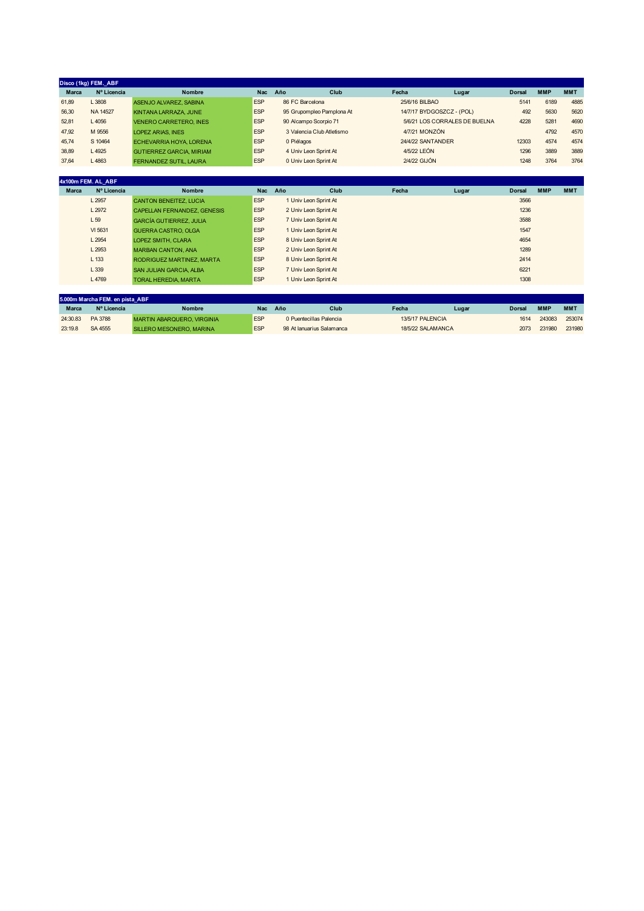## Disco (1kg) FEM._ABF

| Marca | Nº Licencia | Nombre | Nac | Año | Club | Fecha | Lugar | Dorsal | MMP | MMT |
|---|---|---|---|---|---|---|---|---|---|---|
| 61,89 | L 3808 | ASENJO ALVAREZ, SABINA | ESP | 86 | FC Barcelona | 25/6/16 | BILBAO | 5141 | 6189 | 4885 |
| 56,30 | NA 14527 | KINTANA LARRAZA, JUNE | ESP | 95 | Grupompleo Pamplona At | 14/7/17 | BYDGOSZCZ - (POL) | 492 | 5630 | 5620 |
| 52,81 | L 4056 | VENERO CARRETERO, INES | ESP | 90 | Alcampo Scorpio 71 | 5/6/21 | LOS CORRALES DE BUELNA | 4228 | 5281 | 4690 |
| 47,92 | M 9556 | LOPEZ ARIAS, INES | ESP | 3 | Valencia Club Atletismo | 4/7/21 | MONZÓN | | 4792 | 4570 |
| 45,74 | S 10464 | ECHEVARRIA HOYA, LORENA | ESP | 0 | Piélagos | 24/4/22 | SANTANDER | 12303 | 4574 | 4574 |
| 38,89 | L 4925 | GUTIERREZ GARCIA, MIRIAM | ESP | 4 | Univ Leon Sprint At | 4/5/22 | LEÓN | 1296 | 3889 | 3889 |
| 37,64 | L 4863 | FERNANDEZ SUTIL, LAURA | ESP | 0 | Univ Leon Sprint At | 2/4/22 | GIJÓN | 1248 | 3764 | 3764 |

## 4x100m FEM. AL_ABF

| Marca | Nº Licencia | Nombre | Nac | Año | Club | Fecha | Lugar | Dorsal | MMP | MMT |
|---|---|---|---|---|---|---|---|---|---|---|
| | L 2957 | CANTON BENEITEZ, LUCIA | ESP | 1 | Univ Leon Sprint At | | | 3566 | | |
| | L 2972 | CAPELLAN FERNANDEZ, GENESIS | ESP | 2 | Univ Leon Sprint At | | | 1236 | | |
| | L 59 | GARCÍA GUTIERREZ, JULIA | ESP | 7 | Univ Leon Sprint At | | | 3588 | | |
| | VI 5631 | GUERRA CASTRO, OLGA | ESP | 1 | Univ Leon Sprint At | | | 1547 | | |
| | L 2954 | LOPEZ SMITH, CLARA | ESP | 8 | Univ Leon Sprint At | | | 4654 | | |
| | L 2953 | MARBAN CANTON, ANA | ESP | 2 | Univ Leon Sprint At | | | 1289 | | |
| | L 133 | RODRIGUEZ MARTINEZ, MARTA | ESP | 8 | Univ Leon Sprint At | | | 2414 | | |
| | L 339 | SAN JULIAN GARCIA, ALBA | ESP | 7 | Univ Leon Sprint At | | | 6221 | | |
| | L 4769 | TORAL HEREDIA, MARTA | ESP | 1 | Univ Leon Sprint At | | | 1308 | | |

## 5.000m Marcha FEM. en pista_ABF

| Marca | Nº Licencia | Nombre | Nac | Año | Club | Fecha | Lugar | Dorsal | MMP | MMT |
|---|---|---|---|---|---|---|---|---|---|---|
| 24:30.83 | PA 3788 | MARTIN ABARQUERO, VIRGINIA | ESP | 0 | Puentecillas Palencia | 13/5/17 | PALENCIA | 1614 | 243083 | 253074 |
| 23:19.8 | SA 4555 | SILLERO MESONERO, MARINA | ESP | 98 | At Ianuarius Salamanca | 18/5/22 | SALAMANCA | 2073 | 231980 | 231980 |